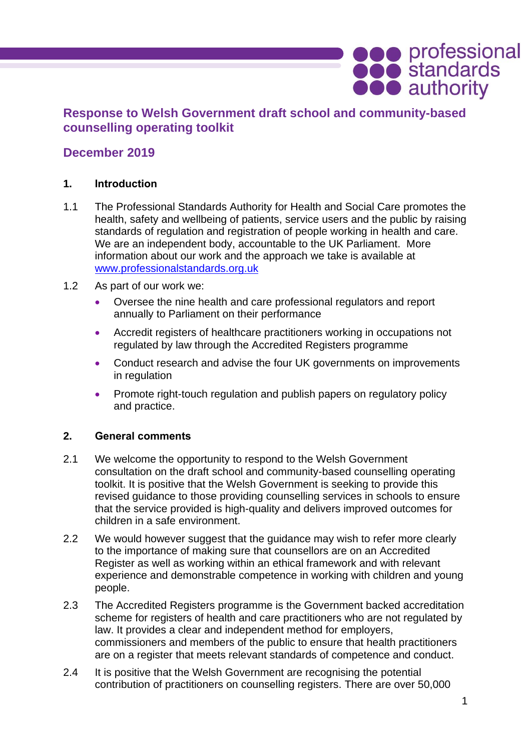# Response to Welsh Government draft school and community-based counselling operating toolkit

## December 2019

### 1. Introduction

1.1 The Professional Standards Authority for Health and Social Care promotes the health, safety and wellbeing of patients, service users and the public by raising standards of regulation and registration of people working in health and care. We are an independent body, accountable to the UK Parliament. More information about our work and the approach we take is available at [www.professionalstandards.org.uk](http://www.professionalstandards.org.uk)

1.2 As part of our work we:

- Oversee the nine health and care professional regulators and report annually to Parliament on their performance
- Accredit registers of healthcare practitioners working in occupations not regulated by law through the Accredited Registers programme
- Conduct research and advise the four UK governments on improvements in regulation
- Promote right-touch regulation and publish papers on regulatory policy and practice.

### 2. General comments

2.1 We welcome the opportunity to respond to the Welsh Government consultation on the draft school and community-based counselling operating toolkit. It is positive that the Welsh Government is seeking to provide this revised guidance to those providing counselling services in schools to ensure that the service provided is high-quality and delivers improved outcomes for children in a safe environment.

2.2 We would however suggest that the guidance may wish to refer more clearly to the importance of making sure that counsellors are on an Accredited Register as well as working within an ethical framework and with relevant experience and demonstrable competence in working with children and young people.

2.3 The Accredited Registers programme is the Government backed accreditation scheme for registers of health and care practitioners who are not regulated by law. It provides a clear and independent method for employers, commissioners and members of the public to ensure that health practitioners are on a register that meets relevant standards of competence and conduct.

2.4 It is positive that the Welsh Government are recognising the potential contribution of practitioners on counselling registers. There are over 50,000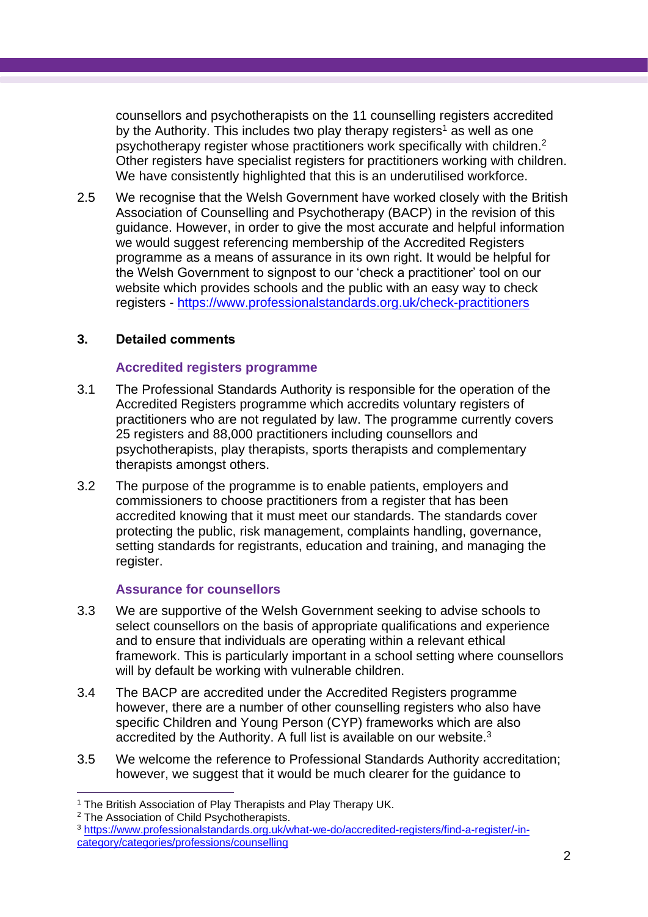counsellors and psychotherapists on the 11 counselling registers accredited by the Authority. This includes two play therapy registers[1] as well as one psychotherapy register whose practitioners work specifically with children.[2] Other registers have specialist registers for practitioners working with children. We have consistently highlighted that this is an underutilised workforce.

2.5 We recognise that the Welsh Government have worked closely with the British Association of Counselling and Psychotherapy (BACP) in the revision of this guidance. However, in order to give the most accurate and helpful information we would suggest referencing membership of the Accredited Registers programme as a means of assurance in its own right. It would be helpful for the Welsh Government to signpost to our 'check a practitioner' tool on our website which provides schools and the public with an easy way to check registers - https://www.professionalstandards.org.uk/check-practitioners

## 3. Detailed comments

### Accredited registers programme

3.1 The Professional Standards Authority is responsible for the operation of the Accredited Registers programme which accredits voluntary registers of practitioners who are not regulated by law. The programme currently covers 25 registers and 88,000 practitioners including counsellors and psychotherapists, play therapists, sports therapists and complementary therapists amongst others.

3.2 The purpose of the programme is to enable patients, employers and commissioners to choose practitioners from a register that has been accredited knowing that it must meet our standards. The standards cover protecting the public, risk management, complaints handling, governance, setting standards for registrants, education and training, and managing the register.

### Assurance for counsellors

3.3 We are supportive of the Welsh Government seeking to advise schools to select counsellors on the basis of appropriate qualifications and experience and to ensure that individuals are operating within a relevant ethical framework. This is particularly important in a school setting where counsellors will by default be working with vulnerable children.

3.4 The BACP are accredited under the Accredited Registers programme however, there are a number of other counselling registers who also have specific Children and Young Person (CYP) frameworks which are also accredited by the Authority. A full list is available on our website.[3]

3.5 We welcome the reference to Professional Standards Authority accreditation; however, we suggest that it would be much clearer for the guidance to

---

[1] The British Association of Play Therapists and Play Therapy UK.

[2] The Association of Child Psychotherapists.

[3] https://www.professionalstandards.org.uk/what-we-do/accredited-registers/find-a-register/-in-category/categories/professions/counselling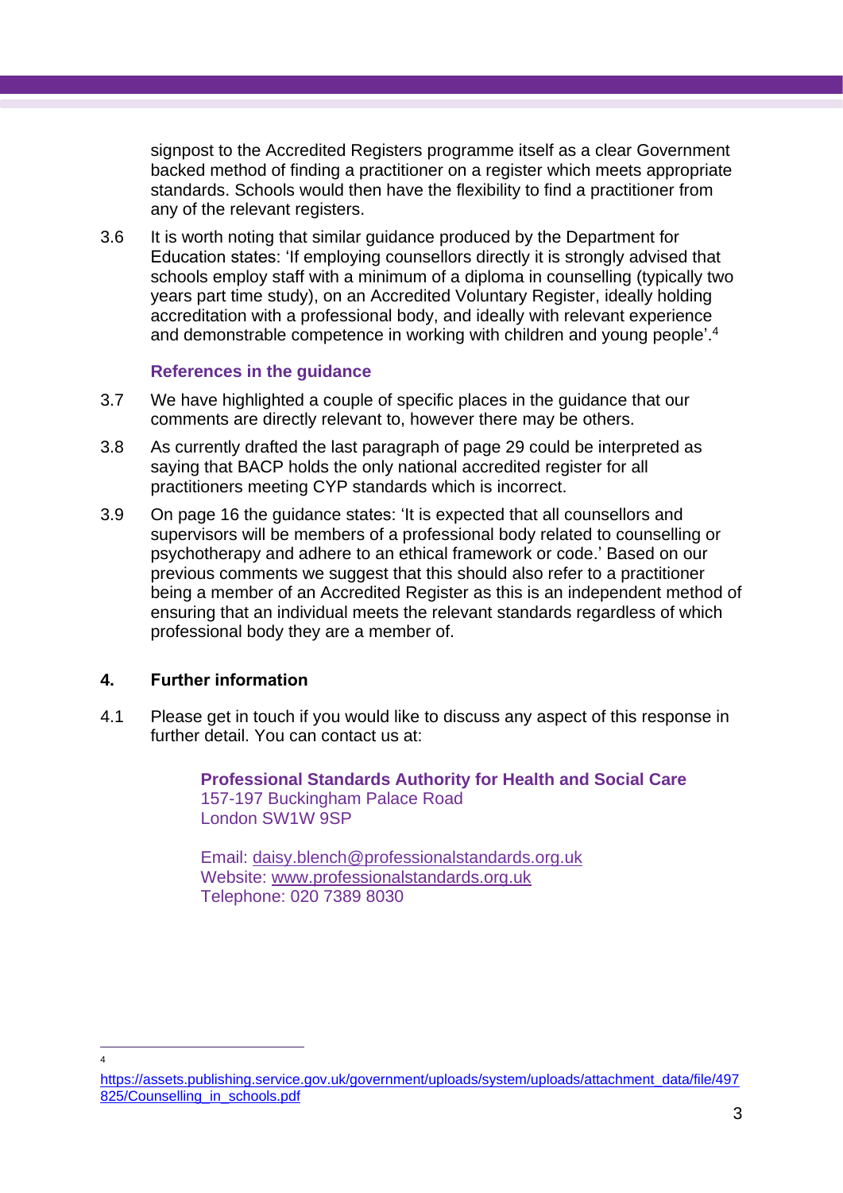signpost to the Accredited Registers programme itself as a clear Government backed method of finding a practitioner on a register which meets appropriate standards. Schools would then have the flexibility to find a practitioner from any of the relevant registers.

3.6 It is worth noting that similar guidance produced by the Department for Education states: 'If employing counsellors directly it is strongly advised that schools employ staff with a minimum of a diploma in counselling (typically two years part time study), on an Accredited Voluntary Register, ideally holding accreditation with a professional body, and ideally with relevant experience and demonstrable competence in working with children and young people'.[4]

### References in the guidance

3.7 We have highlighted a couple of specific places in the guidance that our comments are directly relevant to, however there may be others.

3.8 As currently drafted the last paragraph of page 29 could be interpreted as saying that BACP holds the only national accredited register for all practitioners meeting CYP standards which is incorrect.

3.9 On page 16 the guidance states: 'It is expected that all counsellors and supervisors will be members of a professional body related to counselling or psychotherapy and adhere to an ethical framework or code.' Based on our previous comments we suggest that this should also refer to a practitioner being a member of an Accredited Register as this is an independent method of ensuring that an individual meets the relevant standards regardless of which professional body they are a member of.

## 4. Further information

4.1 Please get in touch if you would like to discuss any aspect of this response in further detail. You can contact us at:

**Professional Standards Authority for Health and Social Care**
157-197 Buckingham Palace Road
London SW1W 9SP

Email: daisy.blench@professionalstandards.org.uk
Website: www.professionalstandards.org.uk
Telephone: 020 7389 8030

---

[4] https://assets.publishing.service.gov.uk/government/uploads/system/uploads/attachment_data/file/497825/Counselling_in_schools.pdf